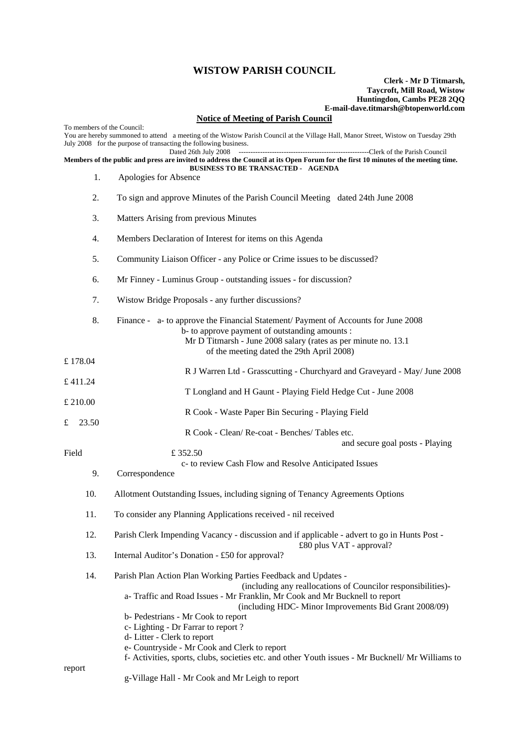# WISTOW PARISH COUNCIL

**Clerk - Mr D Titmarsh,**
**Taycroft, Mill Road, Wistow**
**Huntingdon, Cambs PE28 2QQ**
**E-mail-dave.titmarsh@btopenworld.com**

## Notice of Meeting of Parish Council

To members of the Council:
You are hereby summoned to attend a meeting of the Wistow Parish Council at the Village Hall, Manor Street, Wistow on Tuesday 29th July 2008 for the purpose of transacting the following business.

Dated 26th July 2008 -------------------------------------------------------Clerk of the Parish Council

**Members of the public and press are invited to address the Council at its Open Forum for the first 10 minutes of the meeting time.**

**BUSINESS TO BE TRANSACTED - AGENDA**

1. Apologies for Absence

2. To sign and approve Minutes of the Parish Council Meeting dated 24th June 2008

3. Matters Arising from previous Minutes

4. Members Declaration of Interest for items on this Agenda

5. Community Liaison Officer - any Police or Crime issues to be discussed?

6. Mr Finney - Luminus Group - outstanding issues - for discussion?

7. Wistow Bridge Proposals - any further discussions?

8. Finance - a- to approve the Financial Statement/ Payment of Accounts for June 2008
   b- to approve payment of outstanding amounts :
   Mr D Titmarsh - June 2008 salary (rates as per minute no. 13.1 of the meeting dated the 29th April 2008) £ 178.04
   R J Warren Ltd - Grasscutting - Churchyard and Graveyard - May/ June 2008 £ 411.24
   T Longland and H Gaunt - Playing Field Hedge Cut - June 2008 £ 210.00
   R Cook - Waste Paper Bin Securing - Playing Field £ 23.50
   R Cook - Clean/ Re-coat - Benches/ Tables etc. and secure goal posts - Playing Field £ 352.50
   c- to review Cash Flow and Resolve Anticipated Issues

9. Correspondence

10. Allotment Outstanding Issues, including signing of Tenancy Agreements Options

11. To consider any Planning Applications received - nil received

12. Parish Clerk Impending Vacancy - discussion and if applicable - advert to go in Hunts Post - £80 plus VAT - approval?

13. Internal Auditor's Donation - £50 for approval?

14. Parish Plan Action Plan Working Parties Feedback and Updates - (including any reallocations of Councilor responsibilities)-
   a- Traffic and Road Issues - Mr Franklin, Mr Cook and Mr Bucknell to report (including HDC- Minor Improvements Bid Grant 2008/09)
   b- Pedestrians - Mr Cook to report
   c- Lighting - Dr Farrar to report ?
   d- Litter - Clerk to report
   e- Countryside - Mr Cook and Clerk to report
   f- Activities, sports, clubs, societies etc. and other Youth issues - Mr Bucknell/ Mr Williams to report
   g-Village Hall - Mr Cook and Mr Leigh to report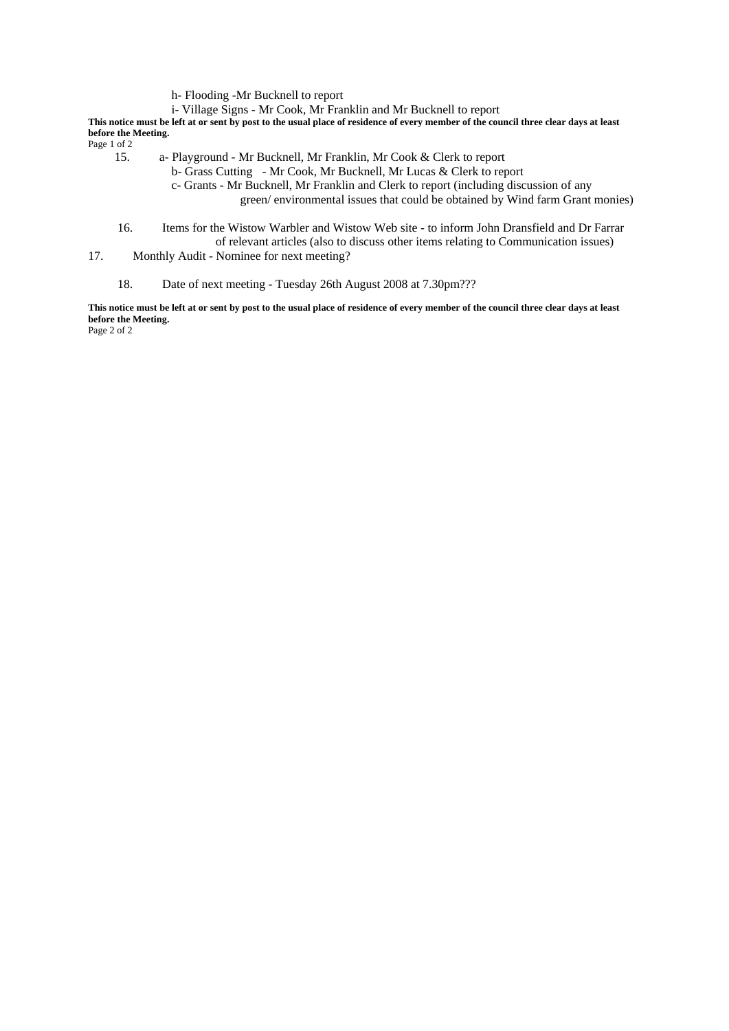h- Flooding -Mr Bucknell to report

i- Village Signs - Mr Cook, Mr Franklin and Mr Bucknell to report

**This notice must be left at or sent by post to the usual place of residence of every member of the council three clear days at least before the Meeting.**

15. a- Playground - Mr Bucknell, Mr Franklin, Mr Cook & Clerk to report

    b- Grass Cutting - Mr Cook, Mr Bucknell, Mr Lucas & Clerk to report

    c- Grants - Mr Bucknell, Mr Franklin and Clerk to report (including discussion of any green/ environmental issues that could be obtained by Wind farm Grant monies)

16. Items for the Wistow Warbler and Wistow Web site - to inform John Dransfield and Dr Farrar of relevant articles (also to discuss other items relating to Communication issues)

17. Monthly Audit - Nominee for next meeting?

18. Date of next meeting - Tuesday 26th August 2008 at 7.30pm???

**This notice must be left at or sent by post to the usual place of residence of every member of the council three clear days at least before the Meeting.**